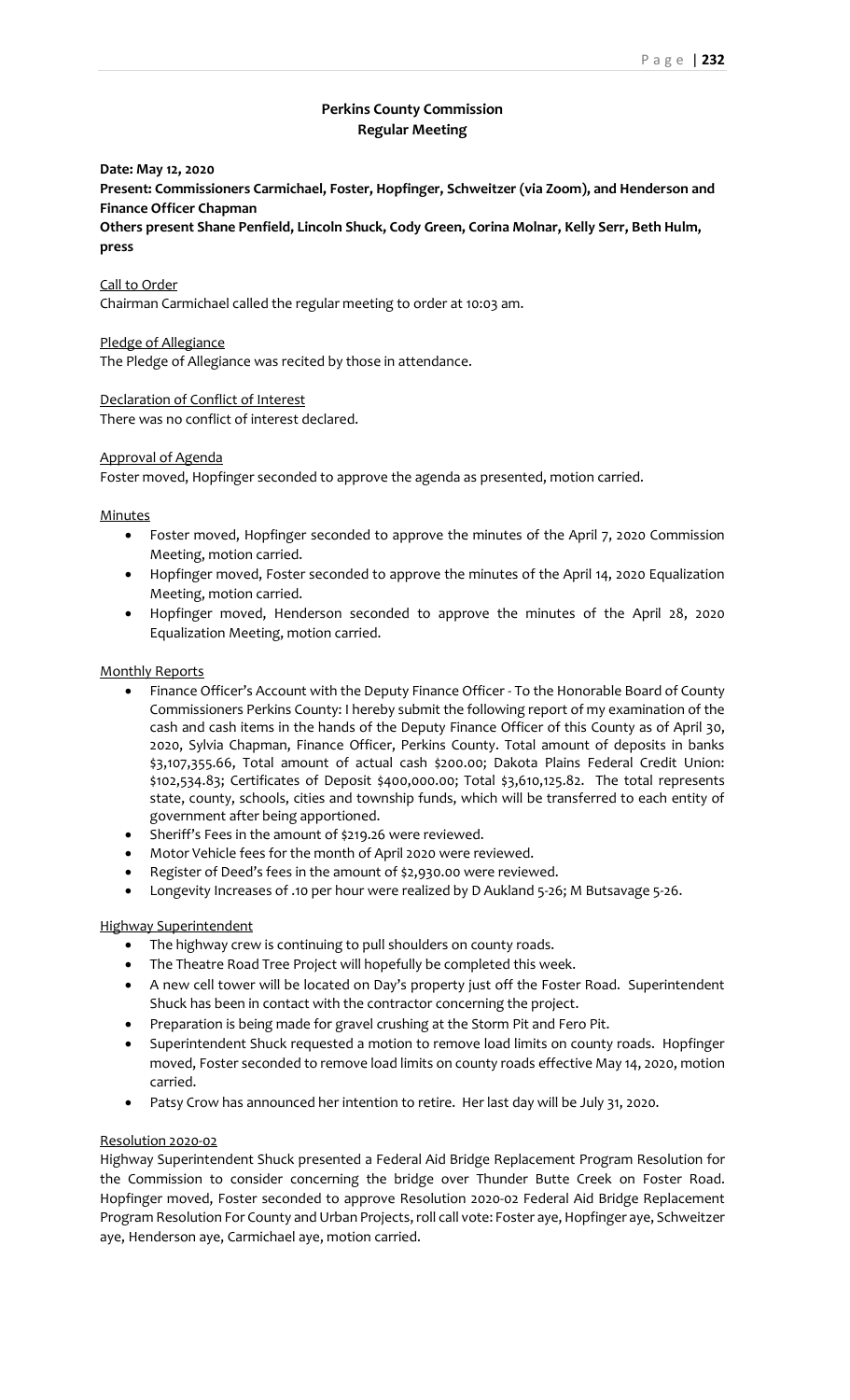# Perkins County Commission
## Regular Meeting

**Date: May 12, 2020**

**Present: Commissioners Carmichael, Foster, Hopfinger, Schweitzer (via Zoom), and Henderson and Finance Officer Chapman**

**Others present Shane Penfield, Lincoln Shuck, Cody Green, Corina Molnar, Kelly Serr, Beth Hulm, press**

Call to Order

Chairman Carmichael called the regular meeting to order at 10:03 am.

Pledge of Allegiance

The Pledge of Allegiance was recited by those in attendance.

Declaration of Conflict of Interest

There was no conflict of interest declared.

Approval of Agenda

Foster moved, Hopfinger seconded to approve the agenda as presented, motion carried.

Minutes

- Foster moved, Hopfinger seconded to approve the minutes of the April 7, 2020 Commission Meeting, motion carried.
- Hopfinger moved, Foster seconded to approve the minutes of the April 14, 2020 Equalization Meeting, motion carried.
- Hopfinger moved, Henderson seconded to approve the minutes of the April 28, 2020 Equalization Meeting, motion carried.

Monthly Reports

- Finance Officer's Account with the Deputy Finance Officer - To the Honorable Board of County Commissioners Perkins County: I hereby submit the following report of my examination of the cash and cash items in the hands of the Deputy Finance Officer of this County as of April 30, 2020, Sylvia Chapman, Finance Officer, Perkins County. Total amount of deposits in banks $3,107,355.66, Total amount of actual cash $200.00; Dakota Plains Federal Credit Union: $102,534.83; Certificates of Deposit $400,000.00; Total $3,610,125.82. The total represents state, county, schools, cities and township funds, which will be transferred to each entity of government after being apportioned.
- Sheriff's Fees in the amount of $219.26 were reviewed.
- Motor Vehicle fees for the month of April 2020 were reviewed.
- Register of Deed's fees in the amount of $2,930.00 were reviewed.
- Longevity Increases of .10 per hour were realized by D Aukland 5-26; M Butsavage 5-26.

Highway Superintendent

- The highway crew is continuing to pull shoulders on county roads.
- The Theatre Road Tree Project will hopefully be completed this week.
- A new cell tower will be located on Day's property just off the Foster Road. Superintendent Shuck has been in contact with the contractor concerning the project.
- Preparation is being made for gravel crushing at the Storm Pit and Fero Pit.
- Superintendent Shuck requested a motion to remove load limits on county roads. Hopfinger moved, Foster seconded to remove load limits on county roads effective May 14, 2020, motion carried.
- Patsy Crow has announced her intention to retire. Her last day will be July 31, 2020.

Resolution 2020-02

Highway Superintendent Shuck presented a Federal Aid Bridge Replacement Program Resolution for the Commission to consider concerning the bridge over Thunder Butte Creek on Foster Road. Hopfinger moved, Foster seconded to approve Resolution 2020-02 Federal Aid Bridge Replacement Program Resolution For County and Urban Projects, roll call vote: Foster aye, Hopfinger aye, Schweitzer aye, Henderson aye, Carmichael aye, motion carried.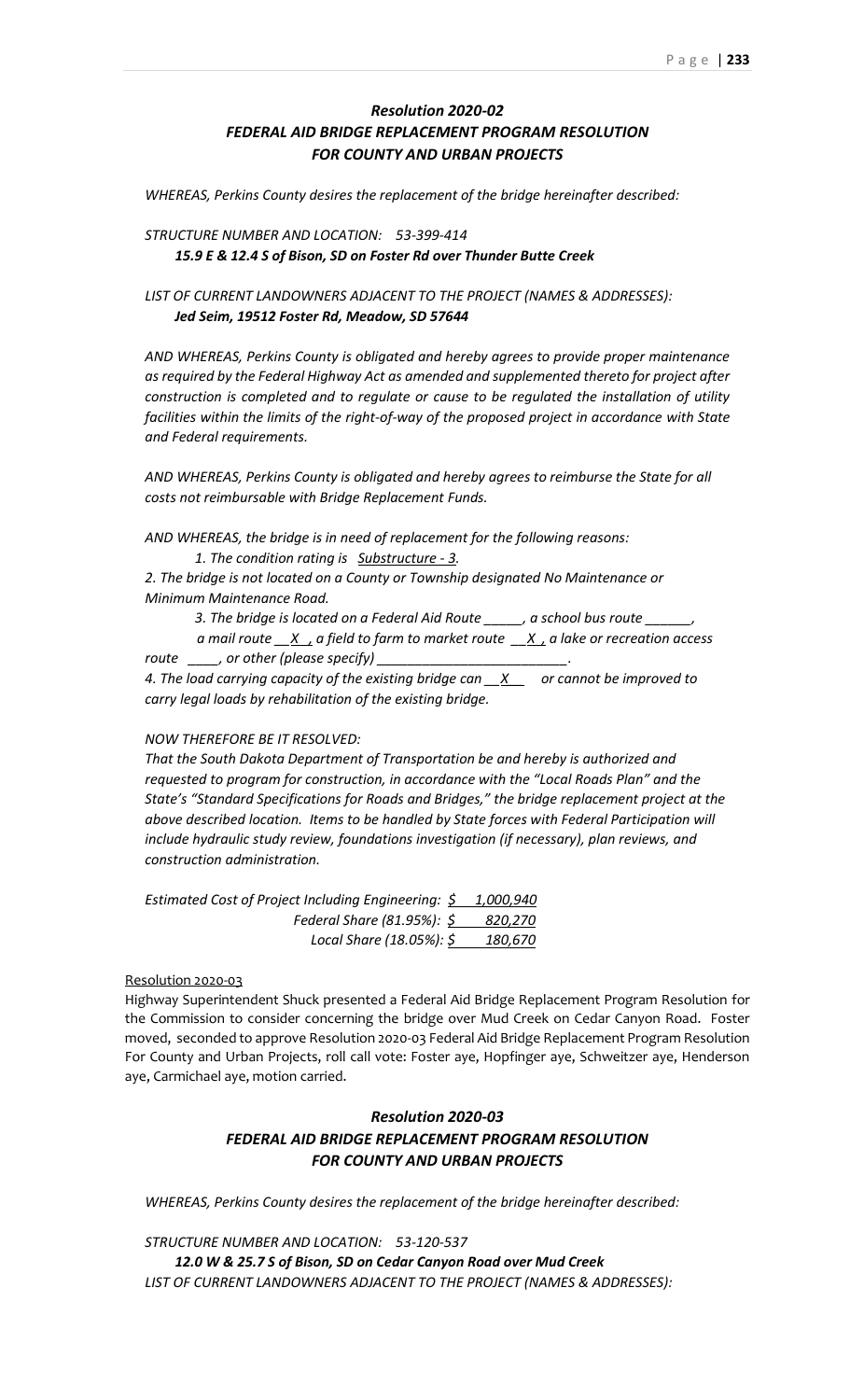### *Resolution 2020-02*
### *FEDERAL AID BRIDGE REPLACEMENT PROGRAM RESOLUTION FOR COUNTY AND URBAN PROJECTS*

*WHEREAS, Perkins County desires the replacement of the bridge hereinafter described:*

*STRUCTURE NUMBER AND LOCATION: 53-399-414*
***15.9 E & 12.4 S of Bison, SD on Foster Rd over Thunder Butte Creek***

*LIST OF CURRENT LANDOWNERS ADJACENT TO THE PROJECT (NAMES & ADDRESSES):*
***Jed Seim, 19512 Foster Rd, Meadow, SD 57644***

*AND WHEREAS, Perkins County is obligated and hereby agrees to provide proper maintenance as required by the Federal Highway Act as amended and supplemented thereto for project after construction is completed and to regulate or cause to be regulated the installation of utility facilities within the limits of the right-of-way of the proposed project in accordance with State and Federal requirements.*

*AND WHEREAS, Perkins County is obligated and hereby agrees to reimburse the State for all costs not reimbursable with Bridge Replacement Funds.*

*AND WHEREAS, the bridge is in need of replacement for the following reasons:*

*1. The condition rating is Substructure - 3.*

*2. The bridge is not located on a County or Township designated No Maintenance or Minimum Maintenance Road.*

*3. The bridge is located on a Federal Aid Route \_\_\_\_\_, a school bus route \_\_\_\_\_\_, a mail route \_\_X\_\_, a field to farm to market route \_\_X\_, a lake or recreation access route \_\_\_\_, or other (please specify) \_\_\_\_\_\_\_\_\_\_\_\_\_\_\_\_\_\_\_\_\_\_\_\_\_.*

*4. The load carrying capacity of the existing bridge can \_\_X\_\_ or cannot be improved to carry legal loads by rehabilitation of the existing bridge.*

*NOW THEREFORE BE IT RESOLVED:*

*That the South Dakota Department of Transportation be and hereby is authorized and requested to program for construction, in accordance with the "Local Roads Plan" and the State's "Standard Specifications for Roads and Bridges," the bridge replacement project at the above described location. Items to be handled by State forces with Federal Participation will include hydraulic study review, foundations investigation (if necessary), plan reviews, and construction administration.*

*Estimated Cost of Project Including Engineering: $ 1,000,940*
*Federal Share (81.95%): $ 820,270*
*Local Share (18.05%): $ 180,670*

Resolution 2020-03

Highway Superintendent Shuck presented a Federal Aid Bridge Replacement Program Resolution for the Commission to consider concerning the bridge over Mud Creek on Cedar Canyon Road. Foster moved, seconded to approve Resolution 2020-03 Federal Aid Bridge Replacement Program Resolution For County and Urban Projects, roll call vote: Foster aye, Hopfinger aye, Schweitzer aye, Henderson aye, Carmichael aye, motion carried.

### *Resolution 2020-03*
### *FEDERAL AID BRIDGE REPLACEMENT PROGRAM RESOLUTION FOR COUNTY AND URBAN PROJECTS*

*WHEREAS, Perkins County desires the replacement of the bridge hereinafter described:*

*STRUCTURE NUMBER AND LOCATION: 53-120-537*
***12.0 W & 25.7 S of Bison, SD on Cedar Canyon Road over Mud Creek***
*LIST OF CURRENT LANDOWNERS ADJACENT TO THE PROJECT (NAMES & ADDRESSES):*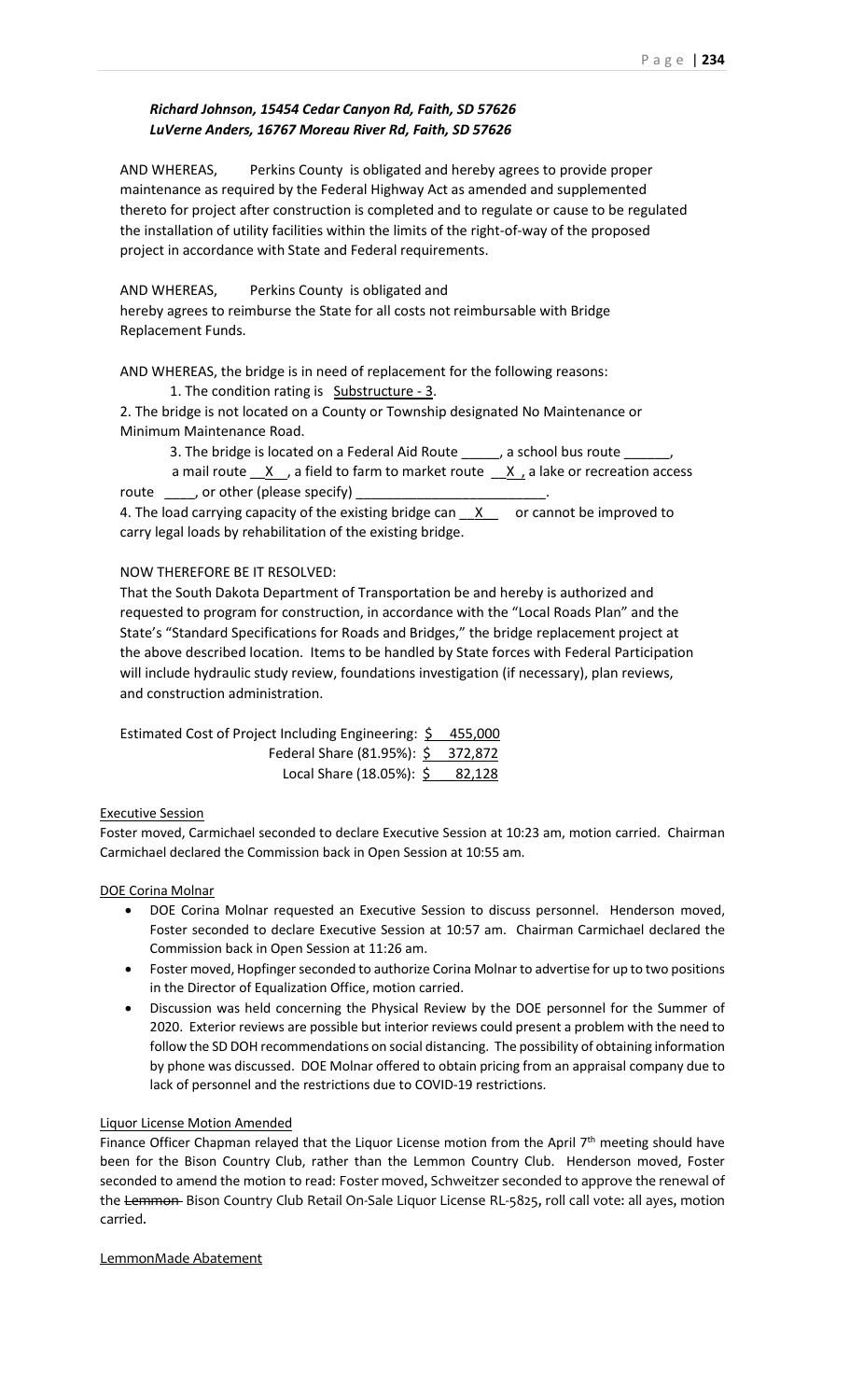***Richard Johnson, 15454 Cedar Canyon Rd, Faith, SD 57626***
***LuVerne Anders, 16767 Moreau River Rd, Faith, SD 57626***

AND WHEREAS, Perkins County is obligated and hereby agrees to provide proper maintenance as required by the Federal Highway Act as amended and supplemented thereto for project after construction is completed and to regulate or cause to be regulated the installation of utility facilities within the limits of the right-of-way of the proposed project in accordance with State and Federal requirements.

AND WHEREAS, Perkins County is obligated and hereby agrees to reimburse the State for all costs not reimbursable with Bridge Replacement Funds.

AND WHEREAS, the bridge is in need of replacement for the following reasons:

1. The condition rating is Substructure - 3.
2. The bridge is not located on a County or Township designated No Maintenance or Minimum Maintenance Road.
3. The bridge is located on a Federal Aid Route _____, a school bus route ______, a mail route __X__, a field to farm to market route __X__, a lake or recreation access route ____, or other (please specify) _________________________.
4. The load carrying capacity of the existing bridge can __X__ or cannot be improved to carry legal loads by rehabilitation of the existing bridge.

NOW THEREFORE BE IT RESOLVED:

That the South Dakota Department of Transportation be and hereby is authorized and requested to program for construction, in accordance with the "Local Roads Plan" and the State's "Standard Specifications for Roads and Bridges," the bridge replacement project at the above described location. Items to be handled by State forces with Federal Participation will include hydraulic study review, foundations investigation (if necessary), plan reviews, and construction administration.

| | |
|---|---|
| Estimated Cost of Project Including Engineering: | $ 455,000 |
| Federal Share (81.95%): | $ 372,872 |
| Local Share (18.05%): | $ 82,128 |

Executive Session

Foster moved, Carmichael seconded to declare Executive Session at 10:23 am, motion carried. Chairman Carmichael declared the Commission back in Open Session at 10:55 am.

DOE Corina Molnar

- DOE Corina Molnar requested an Executive Session to discuss personnel. Henderson moved, Foster seconded to declare Executive Session at 10:57 am. Chairman Carmichael declared the Commission back in Open Session at 11:26 am.
- Foster moved, Hopfinger seconded to authorize Corina Molnar to advertise for up to two positions in the Director of Equalization Office, motion carried.
- Discussion was held concerning the Physical Review by the DOE personnel for the Summer of 2020. Exterior reviews are possible but interior reviews could present a problem with the need to follow the SD DOH recommendations on social distancing. The possibility of obtaining information by phone was discussed. DOE Molnar offered to obtain pricing from an appraisal company due to lack of personnel and the restrictions due to COVID-19 restrictions.

Liquor License Motion Amended

Finance Officer Chapman relayed that the Liquor License motion from the April 7th meeting should have been for the Bison Country Club, rather than the Lemmon Country Club. Henderson moved, Foster seconded to amend the motion to read: Foster moved, Schweitzer seconded to approve the renewal of the ~~Lemmon~~ Bison Country Club Retail On-Sale Liquor License RL-5825, roll call vote: all ayes, motion carried.

LemmonMade Abatement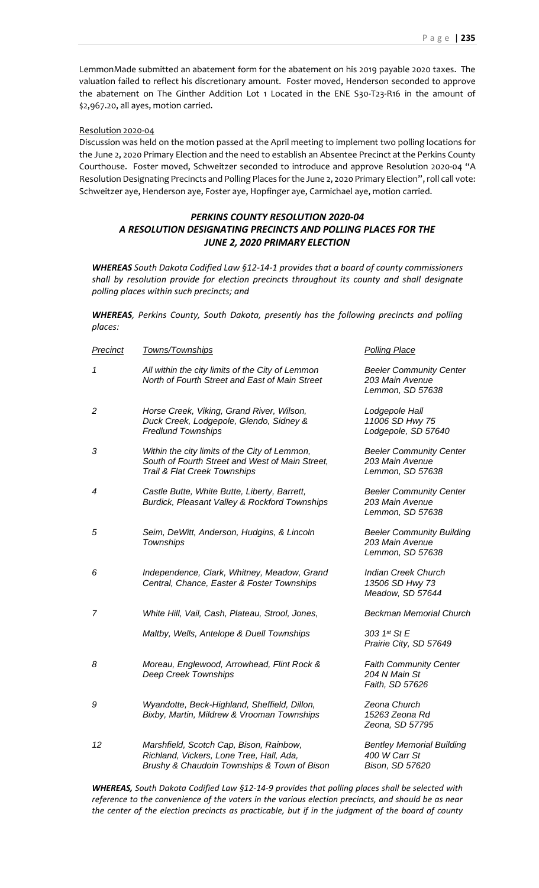LemmonMade submitted an abatement form for the abatement on his 2019 payable 2020 taxes. The valuation failed to reflect his discretionary amount. Foster moved, Henderson seconded to approve the abatement on The Ginther Addition Lot 1 Located in the ENE S30-T23-R16 in the amount of $2,967.20, all ayes, motion carried.

Resolution 2020-04

Discussion was held on the motion passed at the April meeting to implement two polling locations for the June 2, 2020 Primary Election and the need to establish an Absentee Precinct at the Perkins County Courthouse. Foster moved, Schweitzer seconded to introduce and approve Resolution 2020-04 "A Resolution Designating Precincts and Polling Places for the June 2, 2020 Primary Election", roll call vote: Schweitzer aye, Henderson aye, Foster aye, Hopfinger aye, Carmichael aye, motion carried.

***PERKINS COUNTY RESOLUTION 2020-04***
***A RESOLUTION DESIGNATING PRECINCTS AND POLLING PLACES FOR THE JUNE 2, 2020 PRIMARY ELECTION***

***WHEREAS*** *South Dakota Codified Law §12-14-1 provides that a board of county commissioners shall by resolution provide for election precincts throughout its county and shall designate polling places within such precincts; and*

***WHEREAS***, *Perkins County, South Dakota, presently has the following precincts and polling places:*

| *Precinct* | *Towns/Townships* | *Polling Place* |
|---|---|---|
| *1* | *All within the city limits of the City of Lemmon North of Fourth Street and East of Main Street* | *Beeler Community Center 203 Main Avenue Lemmon, SD 57638* |
| *2* | *Horse Creek, Viking, Grand River, Wilson, Duck Creek, Lodgepole, Glendo, Sidney & Fredlund Townships* | *Lodgepole Hall 11006 SD Hwy 75 Lodgepole, SD 57640* |
| *3* | *Within the city limits of the City of Lemmon, South of Fourth Street and West of Main Street, Trail & Flat Creek Townships* | *Beeler Community Center 203 Main Avenue Lemmon, SD 57638* |
| *4* | *Castle Butte, White Butte, Liberty, Barrett, Burdick, Pleasant Valley & Rockford Townships* | *Beeler Community Center 203 Main Avenue Lemmon, SD 57638* |
| *5* | *Seim, DeWitt, Anderson, Hudgins, & Lincoln Townships* | *Beeler Community Building 203 Main Avenue Lemmon, SD 57638* |
| *6* | *Independence, Clark, Whitney, Meadow, Grand Central, Chance, Easter & Foster Townships* | *Indian Creek Church 13506 SD Hwy 73 Meadow, SD 57644* |
| *7* | *White Hill, Vail, Cash, Plateau, Strool, Jones, Maltby, Wells, Antelope & Duell Townships* | *Beckman Memorial Church 303 1st St E Prairie City, SD 57649* |
| *8* | *Moreau, Englewood, Arrowhead, Flint Rock & Deep Creek Townships* | *Faith Community Center 204 N Main St Faith, SD 57626* |
| *9* | *Wyandotte, Beck-Highland, Sheffield, Dillon, Bixby, Martin, Mildrew & Vrooman Townships* | *Zeona Church 15263 Zeona Rd Zeona, SD 57795* |
| *12* | *Marshfield, Scotch Cap, Bison, Rainbow, Richland, Vickers, Lone Tree, Hall, Ada, Brushy & Chaudoin Townships & Town of Bison* | *Bentley Memorial Building 400 W Carr St Bison, SD 57620* |

***WHEREAS,*** *South Dakota Codified Law §12-14-9 provides that polling places shall be selected with reference to the convenience of the voters in the various election precincts, and should be as near the center of the election precincts as practicable, but if in the judgment of the board of county*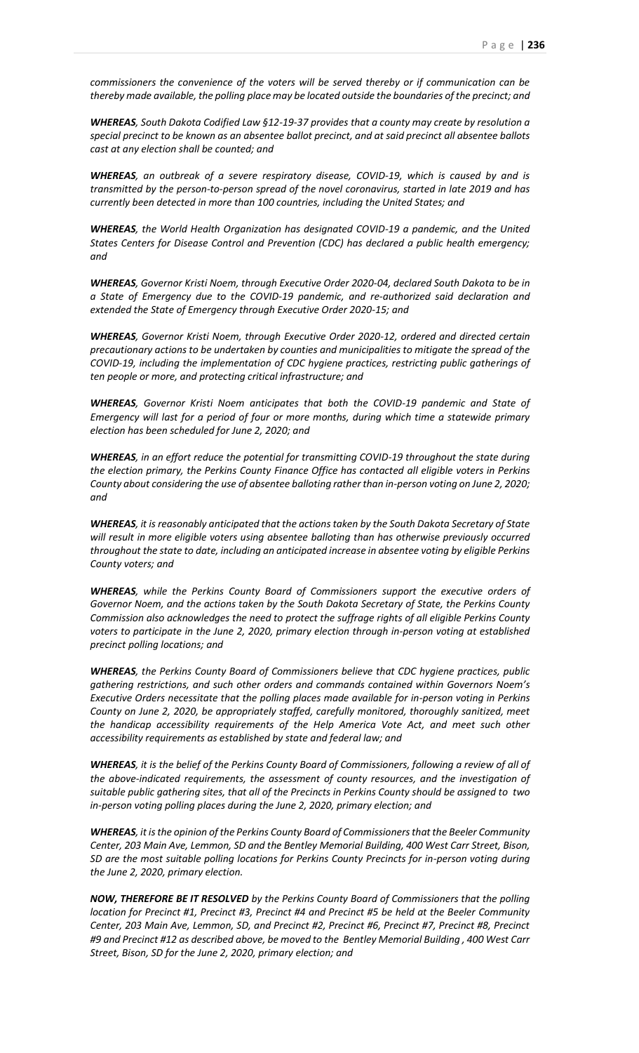*commissioners the convenience of the voters will be served thereby or if communication can be thereby made available, the polling place may be located outside the boundaries of the precinct; and*

***WHEREAS****, South Dakota Codified Law §12-19-37 provides that a county may create by resolution a special precinct to be known as an absentee ballot precinct, and at said precinct all absentee ballots cast at any election shall be counted; and*

***WHEREAS****, an outbreak of a severe respiratory disease, COVID-19, which is caused by and is transmitted by the person-to-person spread of the novel coronavirus, started in late 2019 and has currently been detected in more than 100 countries, including the United States; and*

***WHEREAS****, the World Health Organization has designated COVID-19 a pandemic, and the United States Centers for Disease Control and Prevention (CDC) has declared a public health emergency; and*

***WHEREAS****, Governor Kristi Noem, through Executive Order 2020-04, declared South Dakota to be in a State of Emergency due to the COVID-19 pandemic, and re-authorized said declaration and extended the State of Emergency through Executive Order 2020-15; and*

***WHEREAS****, Governor Kristi Noem, through Executive Order 2020-12, ordered and directed certain precautionary actions to be undertaken by counties and municipalities to mitigate the spread of the COVID-19, including the implementation of CDC hygiene practices, restricting public gatherings of ten people or more, and protecting critical infrastructure; and*

***WHEREAS****, Governor Kristi Noem anticipates that both the COVID-19 pandemic and State of Emergency will last for a period of four or more months, during which time a statewide primary election has been scheduled for June 2, 2020; and*

***WHEREAS****, in an effort reduce the potential for transmitting COVID-19 throughout the state during the election primary, the Perkins County Finance Office has contacted all eligible voters in Perkins County about considering the use of absentee balloting rather than in-person voting on June 2, 2020; and*

***WHEREAS****, it is reasonably anticipated that the actions taken by the South Dakota Secretary of State will result in more eligible voters using absentee balloting than has otherwise previously occurred throughout the state to date, including an anticipated increase in absentee voting by eligible Perkins County voters; and*

***WHEREAS****, while the Perkins County Board of Commissioners support the executive orders of Governor Noem, and the actions taken by the South Dakota Secretary of State, the Perkins County Commission also acknowledges the need to protect the suffrage rights of all eligible Perkins County voters to participate in the June 2, 2020, primary election through in-person voting at established precinct polling locations; and*

***WHEREAS****, the Perkins County Board of Commissioners believe that CDC hygiene practices, public gathering restrictions, and such other orders and commands contained within Governors Noem's Executive Orders necessitate that the polling places made available for in-person voting in Perkins County on June 2, 2020, be appropriately staffed, carefully monitored, thoroughly sanitized, meet the handicap accessibility requirements of the Help America Vote Act, and meet such other accessibility requirements as established by state and federal law; and*

***WHEREAS****, it is the belief of the Perkins County Board of Commissioners, following a review of all of the above-indicated requirements, the assessment of county resources, and the investigation of suitable public gathering sites, that all of the Precincts in Perkins County should be assigned to two in-person voting polling places during the June 2, 2020, primary election; and*

***WHEREAS****, it is the opinion of the Perkins County Board of Commissioners that the Beeler Community Center, 203 Main Ave, Lemmon, SD and the Bentley Memorial Building, 400 West Carr Street, Bison, SD are the most suitable polling locations for Perkins County Precincts for in-person voting during the June 2, 2020, primary election.*

***NOW, THEREFORE BE IT RESOLVED*** *by the Perkins County Board of Commissioners that the polling location for Precinct #1, Precinct #3, Precinct #4 and Precinct #5 be held at the Beeler Community Center, 203 Main Ave, Lemmon, SD, and Precinct #2, Precinct #6, Precinct #7, Precinct #8, Precinct #9 and Precinct #12 as described above, be moved to the Bentley Memorial Building , 400 West Carr Street, Bison, SD for the June 2, 2020, primary election; and*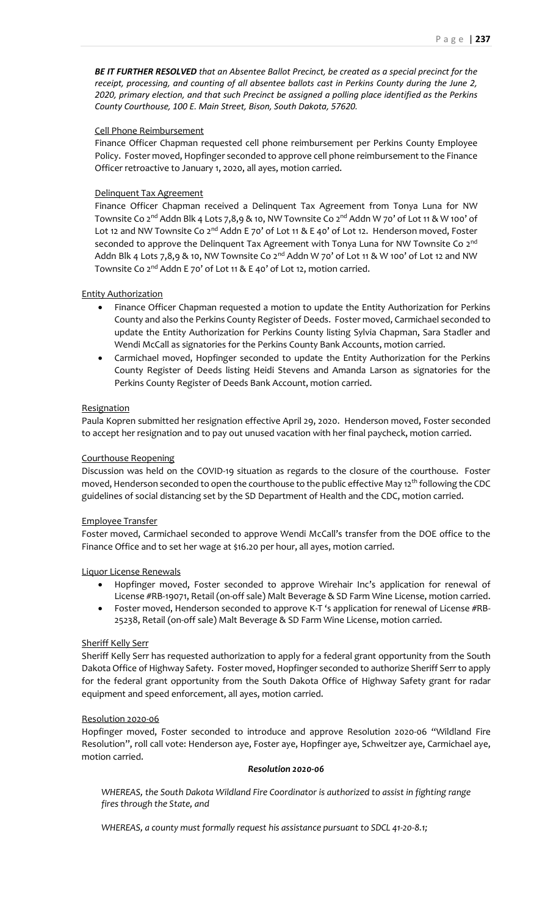***BE IT FURTHER RESOLVED*** *that an Absentee Ballot Precinct, be created as a special precinct for the receipt, processing, and counting of all absentee ballots cast in Perkins County during the June 2, 2020, primary election, and that such Precinct be assigned a polling place identified as the Perkins County Courthouse, 100 E. Main Street, Bison, South Dakota, 57620.*

Cell Phone Reimbursement

Finance Officer Chapman requested cell phone reimbursement per Perkins County Employee Policy. Foster moved, Hopfinger seconded to approve cell phone reimbursement to the Finance Officer retroactive to January 1, 2020, all ayes, motion carried.

Delinquent Tax Agreement

Finance Officer Chapman received a Delinquent Tax Agreement from Tonya Luna for NW Townsite Co 2nd Addn Blk 4 Lots 7,8,9 & 10, NW Townsite Co 2nd Addn W 70' of Lot 11 & W 100' of Lot 12 and NW Townsite Co 2nd Addn E 70' of Lot 11 & E 40' of Lot 12. Henderson moved, Foster seconded to approve the Delinquent Tax Agreement with Tonya Luna for NW Townsite Co 2nd Addn Blk 4 Lots 7,8,9 & 10, NW Townsite Co 2nd Addn W 70' of Lot 11 & W 100' of Lot 12 and NW Townsite Co 2nd Addn E 70' of Lot 11 & E 40' of Lot 12, motion carried.

Entity Authorization

- Finance Officer Chapman requested a motion to update the Entity Authorization for Perkins County and also the Perkins County Register of Deeds. Foster moved, Carmichael seconded to update the Entity Authorization for Perkins County listing Sylvia Chapman, Sara Stadler and Wendi McCall as signatories for the Perkins County Bank Accounts, motion carried.
- Carmichael moved, Hopfinger seconded to update the Entity Authorization for the Perkins County Register of Deeds listing Heidi Stevens and Amanda Larson as signatories for the Perkins County Register of Deeds Bank Account, motion carried.

Resignation

Paula Kopren submitted her resignation effective April 29, 2020. Henderson moved, Foster seconded to accept her resignation and to pay out unused vacation with her final paycheck, motion carried.

Courthouse Reopening

Discussion was held on the COVID-19 situation as regards to the closure of the courthouse. Foster moved, Henderson seconded to open the courthouse to the public effective May 12th following the CDC guidelines of social distancing set by the SD Department of Health and the CDC, motion carried.

Employee Transfer

Foster moved, Carmichael seconded to approve Wendi McCall's transfer from the DOE office to the Finance Office and to set her wage at $16.20 per hour, all ayes, motion carried.

Liquor License Renewals

- Hopfinger moved, Foster seconded to approve Wirehair Inc's application for renewal of License #RB-19071, Retail (on-off sale) Malt Beverage & SD Farm Wine License, motion carried.
- Foster moved, Henderson seconded to approve K-T 's application for renewal of License #RB-25238, Retail (on-off sale) Malt Beverage & SD Farm Wine License, motion carried.

Sheriff Kelly Serr

Sheriff Kelly Serr has requested authorization to apply for a federal grant opportunity from the South Dakota Office of Highway Safety. Foster moved, Hopfinger seconded to authorize Sheriff Serr to apply for the federal grant opportunity from the South Dakota Office of Highway Safety grant for radar equipment and speed enforcement, all ayes, motion carried.

Resolution 2020-06

Hopfinger moved, Foster seconded to introduce and approve Resolution 2020-06 "Wildland Fire Resolution", roll call vote: Henderson aye, Foster aye, Hopfinger aye, Schweitzer aye, Carmichael aye, motion carried.

***Resolution 2020-06***

*WHEREAS, the South Dakota Wildland Fire Coordinator is authorized to assist in fighting range fires through the State, and*

*WHEREAS, a county must formally request his assistance pursuant to SDCL 41-20-8.1;*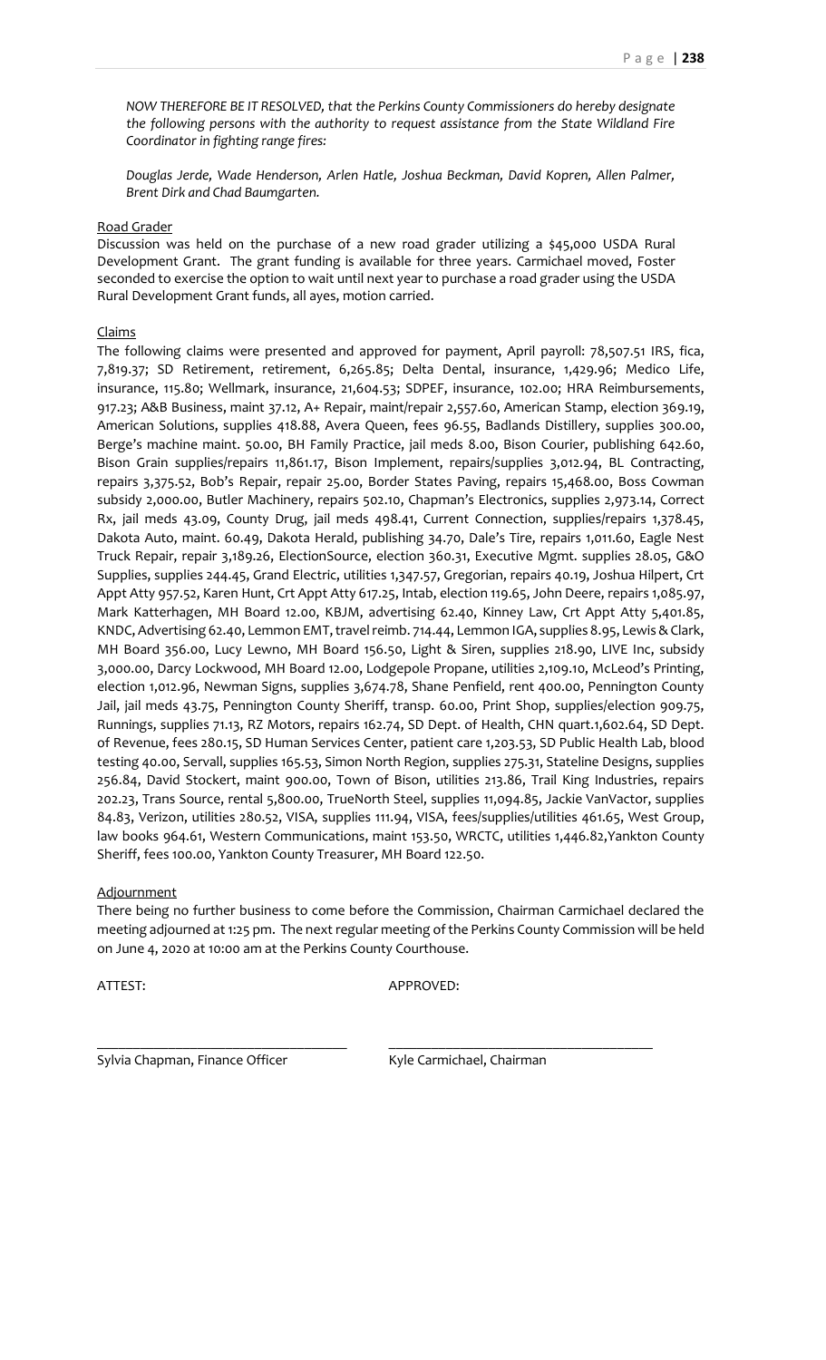*NOW THEREFORE BE IT RESOLVED, that the Perkins County Commissioners do hereby designate the following persons with the authority to request assistance from the State Wildland Fire Coordinator in fighting range fires:*

*Douglas Jerde, Wade Henderson, Arlen Hatle, Joshua Beckman, David Kopren, Allen Palmer, Brent Dirk and Chad Baumgarten.*

Road Grader

Discussion was held on the purchase of a new road grader utilizing a $45,000 USDA Rural Development Grant. The grant funding is available for three years. Carmichael moved, Foster seconded to exercise the option to wait until next year to purchase a road grader using the USDA Rural Development Grant funds, all ayes, motion carried.

Claims

The following claims were presented and approved for payment, April payroll: 78,507.51 IRS, fica, 7,819.37; SD Retirement, retirement, 6,265.85; Delta Dental, insurance, 1,429.96; Medico Life, insurance, 115.80; Wellmark, insurance, 21,604.53; SDPEF, insurance, 102.00; HRA Reimbursements, 917.23; A&B Business, maint 37.12, A+ Repair, maint/repair 2,557.60, American Stamp, election 369.19, American Solutions, supplies 418.88, Avera Queen, fees 96.55, Badlands Distillery, supplies 300.00, Berge's machine maint. 50.00, BH Family Practice, jail meds 8.00, Bison Courier, publishing 642.60, Bison Grain supplies/repairs 11,861.17, Bison Implement, repairs/supplies 3,012.94, BL Contracting, repairs 3,375.52, Bob's Repair, repair 25.00, Border States Paving, repairs 15,468.00, Boss Cowman subsidy 2,000.00, Butler Machinery, repairs 502.10, Chapman's Electronics, supplies 2,973.14, Correct Rx, jail meds 43.09, County Drug, jail meds 498.41, Current Connection, supplies/repairs 1,378.45, Dakota Auto, maint. 60.49, Dakota Herald, publishing 34.70, Dale's Tire, repairs 1,011.60, Eagle Nest Truck Repair, repair 3,189.26, ElectionSource, election 360.31, Executive Mgmt. supplies 28.05, G&O Supplies, supplies 244.45, Grand Electric, utilities 1,347.57, Gregorian, repairs 40.19, Joshua Hilpert, Crt Appt Atty 957.52, Karen Hunt, Crt Appt Atty 617.25, Intab, election 119.65, John Deere, repairs 1,085.97, Mark Katterhagen, MH Board 12.00, KBJM, advertising 62.40, Kinney Law, Crt Appt Atty 5,401.85, KNDC, Advertising 62.40, Lemmon EMT, travel reimb. 714.44, Lemmon IGA, supplies 8.95, Lewis & Clark, MH Board 356.00, Lucy Lewno, MH Board 156.50, Light & Siren, supplies 218.90, LIVE Inc, subsidy 3,000.00, Darcy Lockwood, MH Board 12.00, Lodgepole Propane, utilities 2,109.10, McLeod's Printing, election 1,012.96, Newman Signs, supplies 3,674.78, Shane Penfield, rent 400.00, Pennington County Jail, jail meds 43.75, Pennington County Sheriff, transp. 60.00, Print Shop, supplies/election 909.75, Runnings, supplies 71.13, RZ Motors, repairs 162.74, SD Dept. of Health, CHN quart.1,602.64, SD Dept. of Revenue, fees 280.15, SD Human Services Center, patient care 1,203.53, SD Public Health Lab, blood testing 40.00, Servall, supplies 165.53, Simon North Region, supplies 275.31, Stateline Designs, supplies 256.84, David Stockert, maint 900.00, Town of Bison, utilities 213.86, Trail King Industries, repairs 202.23, Trans Source, rental 5,800.00, TrueNorth Steel, supplies 11,094.85, Jackie VanVactor, supplies 84.83, Verizon, utilities 280.52, VISA, supplies 111.94, VISA, fees/supplies/utilities 461.65, West Group, law books 964.61, Western Communications, maint 153.50, WRCTC, utilities 1,446.82,Yankton County Sheriff, fees 100.00, Yankton County Treasurer, MH Board 122.50.

Adjournment

There being no further business to come before the Commission, Chairman Carmichael declared the meeting adjourned at 1:25 pm. The next regular meeting of the Perkins County Commission will be held on June 4, 2020 at 10:00 am at the Perkins County Courthouse.

ATTEST: APPROVED:

\_\_\_\_\_\_\_\_\_\_\_\_\_\_\_\_\_\_\_\_\_\_\_\_\_\_\_\_\_\_\_\_ \_\_\_\_\_\_\_\_\_\_\_\_\_\_\_\_\_\_\_\_\_\_\_\_\_\_\_\_\_\_\_\_

Sylvia Chapman, Finance Officer Kyle Carmichael, Chairman